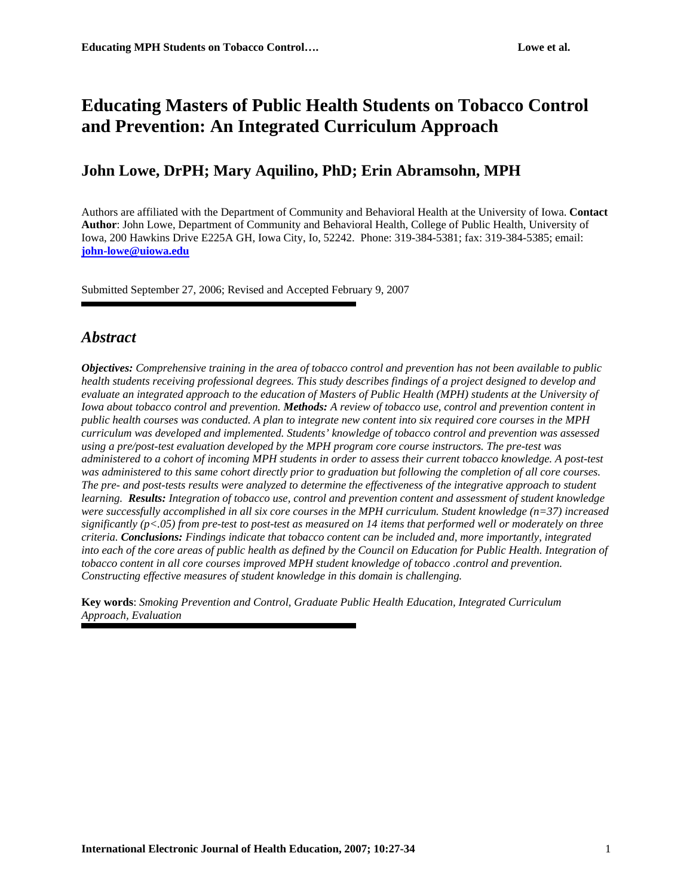# Educating Masters of Public Health Students on Tobacco Control and Prevention: An Integrated Curriculum Approach

## John Lowe, DrPH; Mary Aquilino, PhD; Erin Abramsohn, MPH

Authors are affiliated with the Department of Community and Behavioral Health at the University of Iowa. **Contact Author**: John Lowe, Department of Community and Behavioral Health, College of Public Health, University of Iowa, 200 Hawkins Drive E225A GH, Iowa City, Io, 52242. Phone: 319-384-5381; fax: 319-384-5385; email: **john-lowe@uiowa.edu**

Submitted September 27, 2006; Revised and Accepted February 9, 2007

## *Abstract*

***Objectives:*** *Comprehensive training in the area of tobacco control and prevention has not been available to public health students receiving professional degrees. This study describes findings of a project designed to develop and evaluate an integrated approach to the education of Masters of Public Health (MPH) students at the University of Iowa about tobacco control and prevention.* ***Methods:*** *A review of tobacco use, control and prevention content in public health courses was conducted. A plan to integrate new content into six required core courses in the MPH curriculum was developed and implemented. Students' knowledge of tobacco control and prevention was assessed using a pre/post-test evaluation developed by the MPH program core course instructors. The pre-test was administered to a cohort of incoming MPH students in order to assess their current tobacco knowledge. A post-test was administered to this same cohort directly prior to graduation but following the completion of all core courses. The pre- and post-tests results were analyzed to determine the effectiveness of the integrative approach to student learning.* ***Results:*** *Integration of tobacco use, control and prevention content and assessment of student knowledge were successfully accomplished in all six core courses in the MPH curriculum. Student knowledge (n=37) increased significantly (p<.05) from pre-test to post-test as measured on 14 items that performed well or moderately on three criteria.* ***Conclusions:*** *Findings indicate that tobacco content can be included and, more importantly, integrated into each of the core areas of public health as defined by the Council on Education for Public Health. Integration of tobacco content in all core courses improved MPH student knowledge of tobacco .control and prevention. Constructing effective measures of student knowledge in this domain is challenging.*

**Key words**: *Smoking Prevention and Control, Graduate Public Health Education, Integrated Curriculum Approach, Evaluation*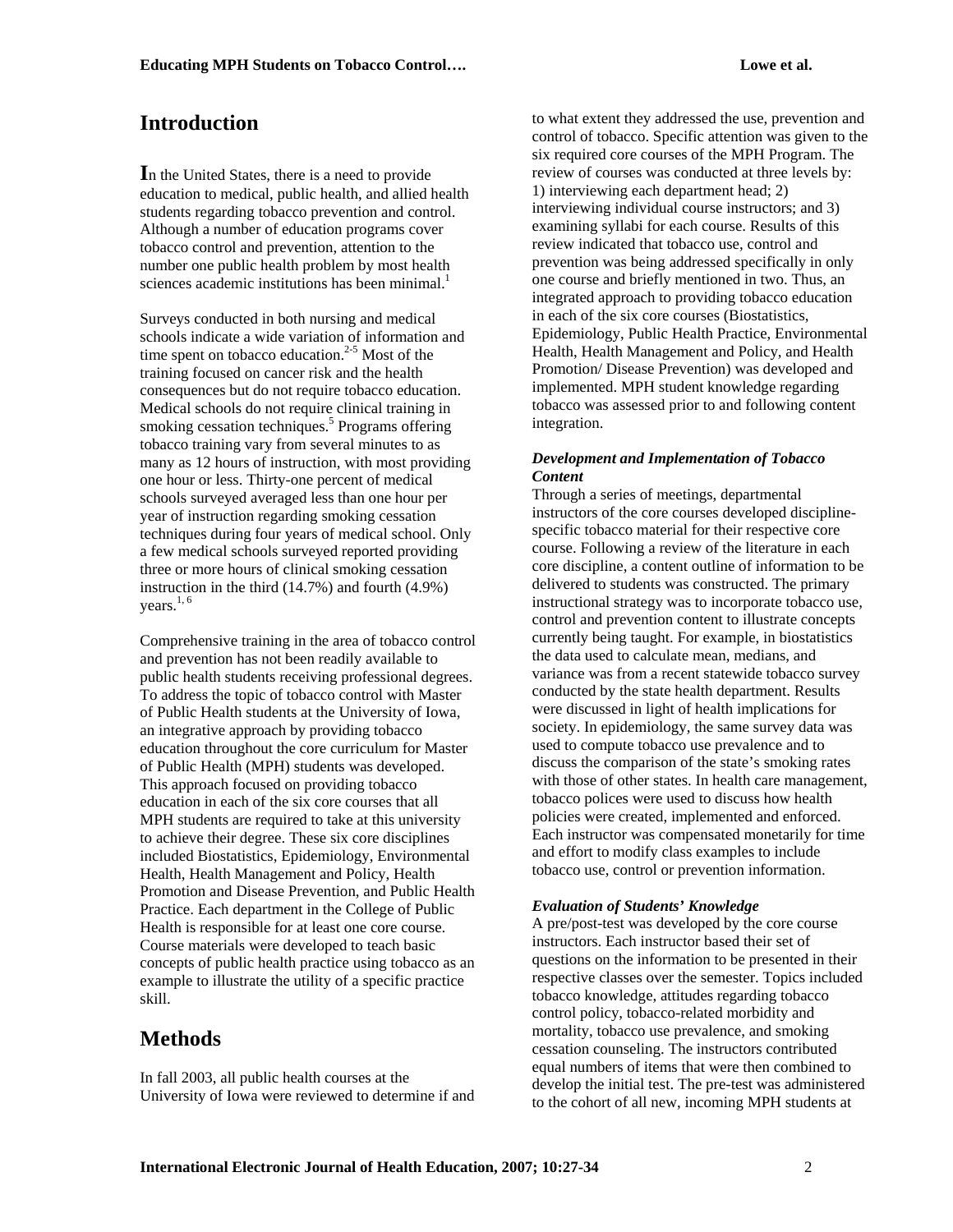## Introduction

In the United States, there is a need to provide education to medical, public health, and allied health students regarding tobacco prevention and control. Although a number of education programs cover tobacco control and prevention, attention to the number one public health problem by most health sciences academic institutions has been minimal.[1]

Surveys conducted in both nursing and medical schools indicate a wide variation of information and time spent on tobacco education.[2-5] Most of the training focused on cancer risk and the health consequences but do not require tobacco education. Medical schools do not require clinical training in smoking cessation techniques.[5] Programs offering tobacco training vary from several minutes to as many as 12 hours of instruction, with most providing one hour or less. Thirty-one percent of medical schools surveyed averaged less than one hour per year of instruction regarding smoking cessation techniques during four years of medical school. Only a few medical schools surveyed reported providing three or more hours of clinical smoking cessation instruction in the third (14.7%) and fourth (4.9%) years.[1, 6]

Comprehensive training in the area of tobacco control and prevention has not been readily available to public health students receiving professional degrees. To address the topic of tobacco control with Master of Public Health students at the University of Iowa, an integrative approach by providing tobacco education throughout the core curriculum for Master of Public Health (MPH) students was developed. This approach focused on providing tobacco education in each of the six core courses that all MPH students are required to take at this university to achieve their degree. These six core disciplines included Biostatistics, Epidemiology, Environmental Health, Health Management and Policy, Health Promotion and Disease Prevention, and Public Health Practice. Each department in the College of Public Health is responsible for at least one core course. Course materials were developed to teach basic concepts of public health practice using tobacco as an example to illustrate the utility of a specific practice skill.

## Methods

In fall 2003, all public health courses at the University of Iowa were reviewed to determine if and to what extent they addressed the use, prevention and control of tobacco. Specific attention was given to the six required core courses of the MPH Program. The review of courses was conducted at three levels by: 1) interviewing each department head; 2) interviewing individual course instructors; and 3) examining syllabi for each course. Results of this review indicated that tobacco use, control and prevention was being addressed specifically in only one course and briefly mentioned in two. Thus, an integrated approach to providing tobacco education in each of the six core courses (Biostatistics, Epidemiology, Public Health Practice, Environmental Health, Health Management and Policy, and Health Promotion/ Disease Prevention) was developed and implemented. MPH student knowledge regarding tobacco was assessed prior to and following content integration.

### *Development and Implementation of Tobacco Content*

Through a series of meetings, departmental instructors of the core courses developed discipline-specific tobacco material for their respective core course. Following a review of the literature in each core discipline, a content outline of information to be delivered to students was constructed. The primary instructional strategy was to incorporate tobacco use, control and prevention content to illustrate concepts currently being taught. For example, in biostatistics the data used to calculate mean, medians, and variance was from a recent statewide tobacco survey conducted by the state health department. Results were discussed in light of health implications for society. In epidemiology, the same survey data was used to compute tobacco use prevalence and to discuss the comparison of the state's smoking rates with those of other states. In health care management, tobacco polices were used to discuss how health policies were created, implemented and enforced. Each instructor was compensated monetarily for time and effort to modify class examples to include tobacco use, control or prevention information.

### *Evaluation of Students' Knowledge*

A pre/post-test was developed by the core course instructors. Each instructor based their set of questions on the information to be presented in their respective classes over the semester. Topics included tobacco knowledge, attitudes regarding tobacco control policy, tobacco-related morbidity and mortality, tobacco use prevalence, and smoking cessation counseling. The instructors contributed equal numbers of items that were then combined to develop the initial test. The pre-test was administered to the cohort of all new, incoming MPH students at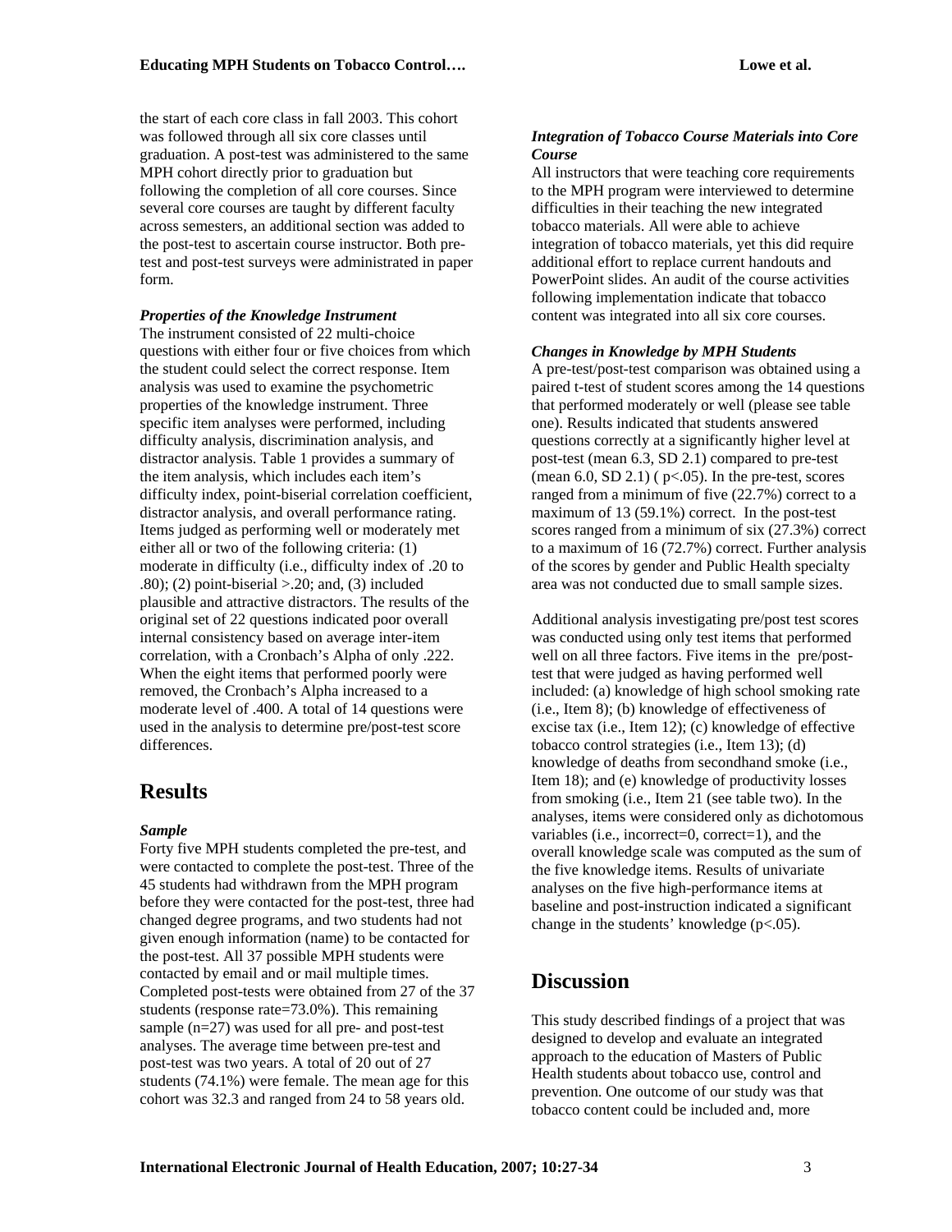the start of each core class in fall 2003. This cohort was followed through all six core classes until graduation. A post-test was administered to the same MPH cohort directly prior to graduation but following the completion of all core courses. Since several core courses are taught by different faculty across semesters, an additional section was added to the post-test to ascertain course instructor. Both pre-test and post-test surveys were administrated in paper form.

***Properties of the Knowledge Instrument***

The instrument consisted of 22 multi-choice questions with either four or five choices from which the student could select the correct response. Item analysis was used to examine the psychometric properties of the knowledge instrument. Three specific item analyses were performed, including difficulty analysis, discrimination analysis, and distractor analysis. Table 1 provides a summary of the item analysis, which includes each item's difficulty index, point-biserial correlation coefficient, distractor analysis, and overall performance rating. Items judged as performing well or moderately met either all or two of the following criteria: (1) moderate in difficulty (i.e., difficulty index of .20 to .80); (2) point-biserial >.20; and, (3) included plausible and attractive distractors. The results of the original set of 22 questions indicated poor overall internal consistency based on average inter-item correlation, with a Cronbach's Alpha of only .222. When the eight items that performed poorly were removed, the Cronbach's Alpha increased to a moderate level of .400. A total of 14 questions were used in the analysis to determine pre/post-test score differences.

# Results

***Sample***

Forty five MPH students completed the pre-test, and were contacted to complete the post-test. Three of the 45 students had withdrawn from the MPH program before they were contacted for the post-test, three had changed degree programs, and two students had not given enough information (name) to be contacted for the post-test. All 37 possible MPH students were contacted by email and or mail multiple times. Completed post-tests were obtained from 27 of the 37 students (response rate=73.0%). This remaining sample (n=27) was used for all pre- and post-test analyses. The average time between pre-test and post-test was two years. A total of 20 out of 27 students (74.1%) were female. The mean age for this cohort was 32.3 and ranged from 24 to 58 years old.

***Integration of Tobacco Course Materials into Core Course***

All instructors that were teaching core requirements to the MPH program were interviewed to determine difficulties in their teaching the new integrated tobacco materials. All were able to achieve integration of tobacco materials, yet this did require additional effort to replace current handouts and PowerPoint slides. An audit of the course activities following implementation indicate that tobacco content was integrated into all six core courses.

***Changes in Knowledge by MPH Students***

A pre-test/post-test comparison was obtained using a paired t-test of student scores among the 14 questions that performed moderately or well (please see table one). Results indicated that students answered questions correctly at a significantly higher level at post-test (mean 6.3, SD 2.1) compared to pre-test (mean 6.0, SD 2.1) ( $p<.05$). In the pre-test, scores ranged from a minimum of five (22.7%) correct to a maximum of 13 (59.1%) correct. In the post-test scores ranged from a minimum of six (27.3%) correct to a maximum of 16 (72.7%) correct. Further analysis of the scores by gender and Public Health specialty area was not conducted due to small sample sizes.

Additional analysis investigating pre/post test scores was conducted using only test items that performed well on all three factors. Five items in the pre/post-test that were judged as having performed well included: (a) knowledge of high school smoking rate (i.e., Item 8); (b) knowledge of effectiveness of excise tax (i.e., Item 12); (c) knowledge of effective tobacco control strategies (i.e., Item 13); (d) knowledge of deaths from secondhand smoke (i.e., Item 18); and (e) knowledge of productivity losses from smoking (i.e., Item 21 (see table two). In the analyses, items were considered only as dichotomous variables (i.e., incorrect=0, correct=1), and the overall knowledge scale was computed as the sum of the five knowledge items. Results of univariate analyses on the five high-performance items at baseline and post-instruction indicated a significant change in the students' knowledge ($p<.05$).

# Discussion

This study described findings of a project that was designed to develop and evaluate an integrated approach to the education of Masters of Public Health students about tobacco use, control and prevention. One outcome of our study was that tobacco content could be included and, more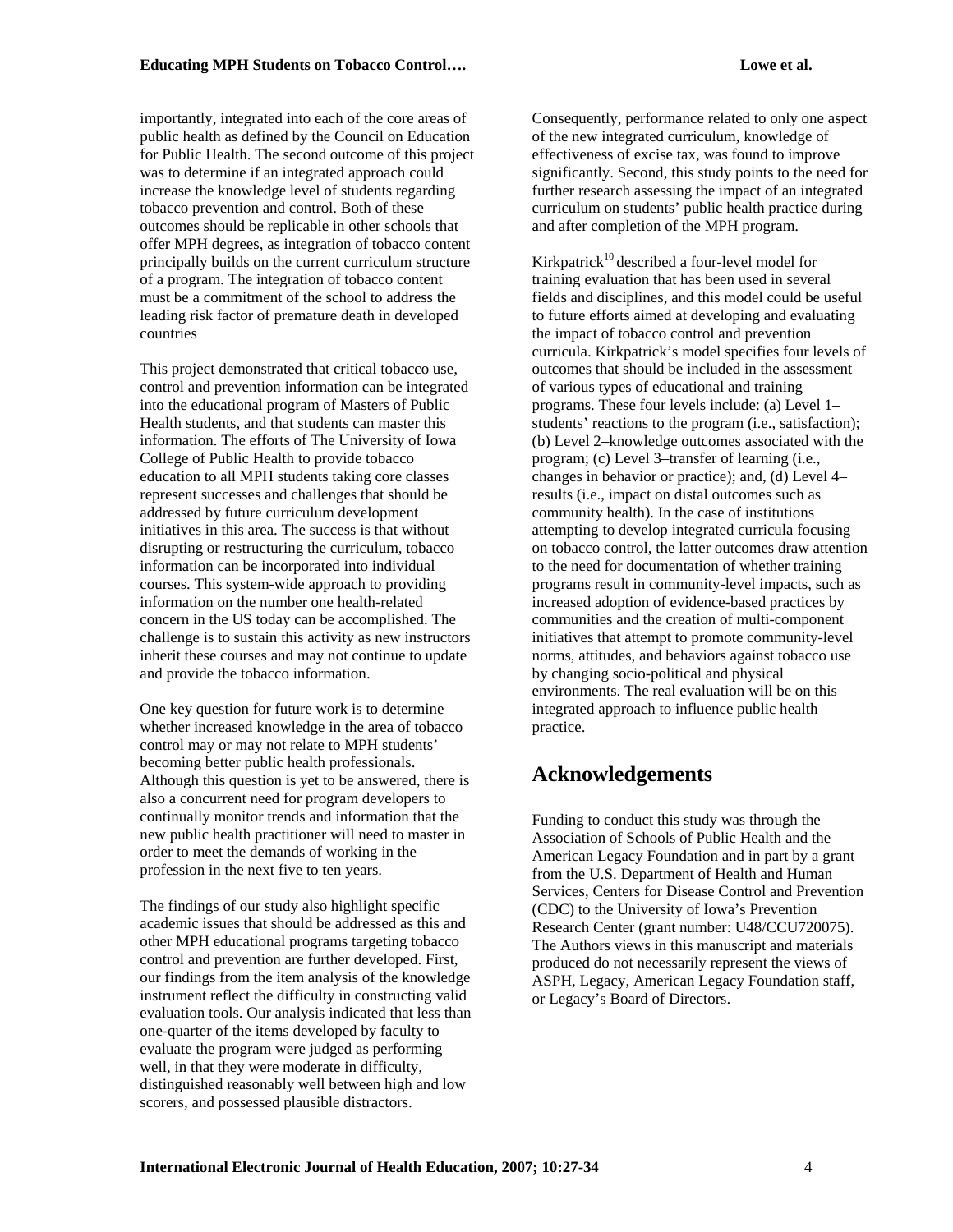importantly, integrated into each of the core areas of public health as defined by the Council on Education for Public Health. The second outcome of this project was to determine if an integrated approach could increase the knowledge level of students regarding tobacco prevention and control. Both of these outcomes should be replicable in other schools that offer MPH degrees, as integration of tobacco content principally builds on the current curriculum structure of a program. The integration of tobacco content must be a commitment of the school to address the leading risk factor of premature death in developed countries

This project demonstrated that critical tobacco use, control and prevention information can be integrated into the educational program of Masters of Public Health students, and that students can master this information. The efforts of The University of Iowa College of Public Health to provide tobacco education to all MPH students taking core classes represent successes and challenges that should be addressed by future curriculum development initiatives in this area. The success is that without disrupting or restructuring the curriculum, tobacco information can be incorporated into individual courses. This system-wide approach to providing information on the number one health-related concern in the US today can be accomplished. The challenge is to sustain this activity as new instructors inherit these courses and may not continue to update and provide the tobacco information.

One key question for future work is to determine whether increased knowledge in the area of tobacco control may or may not relate to MPH students' becoming better public health professionals. Although this question is yet to be answered, there is also a concurrent need for program developers to continually monitor trends and information that the new public health practitioner will need to master in order to meet the demands of working in the profession in the next five to ten years.

The findings of our study also highlight specific academic issues that should be addressed as this and other MPH educational programs targeting tobacco control and prevention are further developed. First, our findings from the item analysis of the knowledge instrument reflect the difficulty in constructing valid evaluation tools. Our analysis indicated that less than one-quarter of the items developed by faculty to evaluate the program were judged as performing well, in that they were moderate in difficulty, distinguished reasonably well between high and low scorers, and possessed plausible distractors. Consequently, performance related to only one aspect of the new integrated curriculum, knowledge of effectiveness of excise tax, was found to improve significantly. Second, this study points to the need for further research assessing the impact of an integrated curriculum on students' public health practice during and after completion of the MPH program.

Kirkpatrick[10] described a four-level model for training evaluation that has been used in several fields and disciplines, and this model could be useful to future efforts aimed at developing and evaluating the impact of tobacco control and prevention curricula. Kirkpatrick's model specifies four levels of outcomes that should be included in the assessment of various types of educational and training programs. These four levels include: (a) Level 1–students' reactions to the program (i.e., satisfaction); (b) Level 2–knowledge outcomes associated with the program; (c) Level 3–transfer of learning (i.e., changes in behavior or practice); and, (d) Level 4–results (i.e., impact on distal outcomes such as community health). In the case of institutions attempting to develop integrated curricula focusing on tobacco control, the latter outcomes draw attention to the need for documentation of whether training programs result in community-level impacts, such as increased adoption of evidence-based practices by communities and the creation of multi-component initiatives that attempt to promote community-level norms, attitudes, and behaviors against tobacco use by changing socio-political and physical environments. The real evaluation will be on this integrated approach to influence public health practice.

## Acknowledgements

Funding to conduct this study was through the Association of Schools of Public Health and the American Legacy Foundation and in part by a grant from the U.S. Department of Health and Human Services, Centers for Disease Control and Prevention (CDC) to the University of Iowa's Prevention Research Center (grant number: U48/CCU720075). The Authors views in this manuscript and materials produced do not necessarily represent the views of ASPH, Legacy, American Legacy Foundation staff, or Legacy's Board of Directors.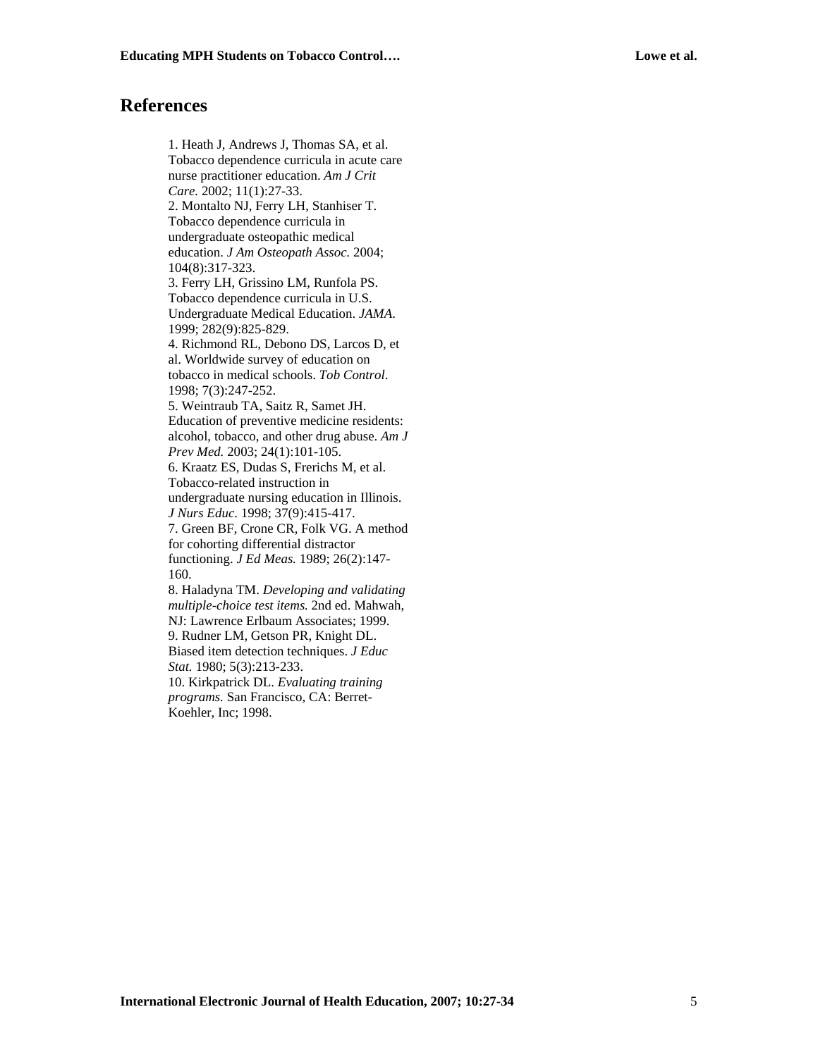## References

1. Heath J, Andrews J, Thomas SA, et al. Tobacco dependence curricula in acute care nurse practitioner education. *Am J Crit Care.* 2002; 11(1):27-33.
2. Montalto NJ, Ferry LH, Stanhiser T. Tobacco dependence curricula in undergraduate osteopathic medical education. *J Am Osteopath Assoc.* 2004; 104(8):317-323.
3. Ferry LH, Grissino LM, Runfola PS. Tobacco dependence curricula in U.S. Undergraduate Medical Education. *JAMA.* 1999; 282(9):825-829.
4. Richmond RL, Debono DS, Larcos D, et al. Worldwide survey of education on tobacco in medical schools. *Tob Control*. 1998; 7(3):247-252.
5. Weintraub TA, Saitz R, Samet JH. Education of preventive medicine residents: alcohol, tobacco, and other drug abuse. *Am J Prev Med.* 2003; 24(1):101-105.
6. Kraatz ES, Dudas S, Frerichs M, et al. Tobacco-related instruction in undergraduate nursing education in Illinois. *J Nurs Educ*. 1998; 37(9):415-417.
7. Green BF, Crone CR, Folk VG. A method for cohorting differential distractor functioning. *J Ed Meas.* 1989; 26(2):147-160.
8. Haladyna TM. *Developing and validating multiple-choice test items.* 2nd ed. Mahwah, NJ: Lawrence Erlbaum Associates; 1999.
9. Rudner LM, Getson PR, Knight DL. Biased item detection techniques. *J Educ Stat.* 1980; 5(3):213-233.
10. Kirkpatrick DL. *Evaluating training programs.* San Francisco, CA: Berret-Koehler, Inc; 1998.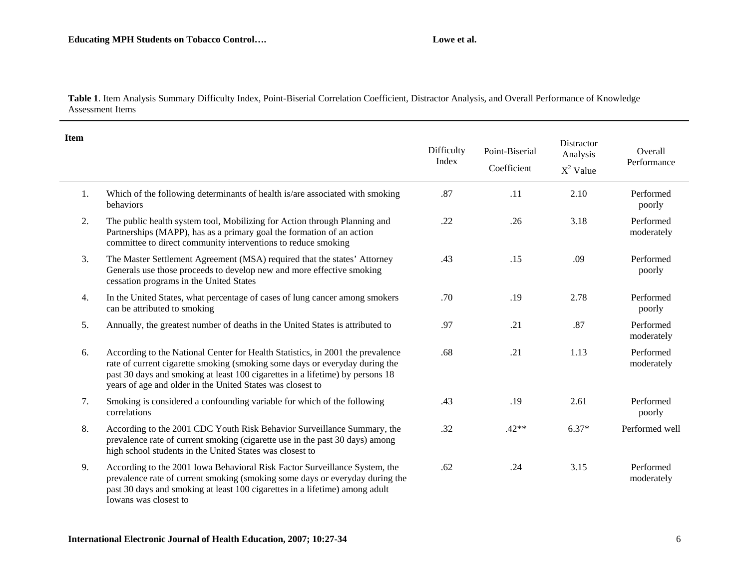**Table 1**. Item Analysis Summary Difficulty Index, Point-Biserial Correlation Coefficient, Distractor Analysis, and Overall Performance of Knowledge Assessment Items

| Item | | Difficulty Index | Point-Biserial Coefficient | Distractor Analysis $X^2$ Value | Overall Performance |
|---|---|---|---|---|---|
| 1. | Which of the following determinants of health is/are associated with smoking behaviors | .87 | .11 | 2.10 | Performed poorly |
| 2. | The public health system tool, Mobilizing for Action through Planning and Partnerships (MAPP), has as a primary goal the formation of an action committee to direct community interventions to reduce smoking | .22 | .26 | 3.18 | Performed moderately |
| 3. | The Master Settlement Agreement (MSA) required that the states' Attorney Generals use those proceeds to develop new and more effective smoking cessation programs in the United States | .43 | .15 | .09 | Performed poorly |
| 4. | In the United States, what percentage of cases of lung cancer among smokers can be attributed to smoking | .70 | .19 | 2.78 | Performed poorly |
| 5. | Annually, the greatest number of deaths in the United States is attributed to | .97 | .21 | .87 | Performed moderately |
| 6. | According to the National Center for Health Statistics, in 2001 the prevalence rate of current cigarette smoking (smoking some days or everyday during the past 30 days and smoking at least 100 cigarettes in a lifetime) by persons 18 years of age and older in the United States was closest to | .68 | .21 | 1.13 | Performed moderately |
| 7. | Smoking is considered a confounding variable for which of the following correlations | .43 | .19 | 2.61 | Performed poorly |
| 8. | According to the 2001 CDC Youth Risk Behavior Surveillance Summary, the prevalence rate of current smoking (cigarette use in the past 30 days) among high school students in the United States was closest to | .32 | .42** | 6.37* | Performed well |
| 9. | According to the 2001 Iowa Behavioral Risk Factor Surveillance System, the prevalence rate of current smoking (smoking some days or everyday during the past 30 days and smoking at least 100 cigarettes in a lifetime) among adult Iowans was closest to | .62 | .24 | 3.15 | Performed moderately |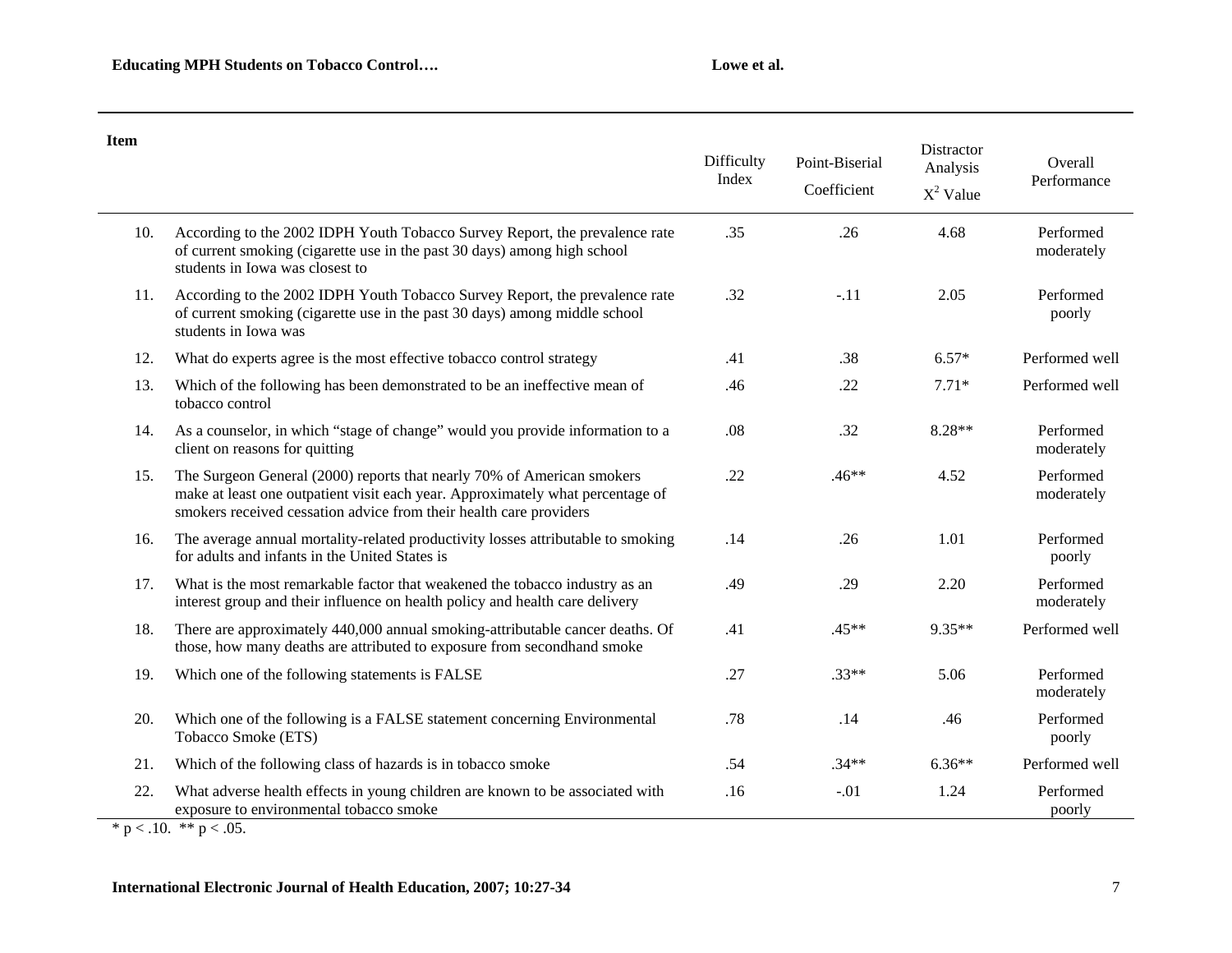| Item | | Difficulty Index | Point-Biserial Coefficient | Distractor Analysis $X^2$ Value | Overall Performance |
|---|---|---|---|---|---|
| 10. | According to the 2002 IDPH Youth Tobacco Survey Report, the prevalence rate of current smoking (cigarette use in the past 30 days) among high school students in Iowa was closest to | .35 | .26 | 4.68 | Performed moderately |
| 11. | According to the 2002 IDPH Youth Tobacco Survey Report, the prevalence rate of current smoking (cigarette use in the past 30 days) among middle school students in Iowa was | .32 | -.11 | 2.05 | Performed poorly |
| 12. | What do experts agree is the most effective tobacco control strategy | .41 | .38 | 6.57* | Performed well |
| 13. | Which of the following has been demonstrated to be an ineffective mean of tobacco control | .46 | .22 | 7.71* | Performed well |
| 14. | As a counselor, in which "stage of change" would you provide information to a client on reasons for quitting | .08 | .32 | 8.28** | Performed moderately |
| 15. | The Surgeon General (2000) reports that nearly 70% of American smokers make at least one outpatient visit each year. Approximately what percentage of smokers received cessation advice from their health care providers | .22 | .46** | 4.52 | Performed moderately |
| 16. | The average annual mortality-related productivity losses attributable to smoking for adults and infants in the United States is | .14 | .26 | 1.01 | Performed poorly |
| 17. | What is the most remarkable factor that weakened the tobacco industry as an interest group and their influence on health policy and health care delivery | .49 | .29 | 2.20 | Performed moderately |
| 18. | There are approximately 440,000 annual smoking-attributable cancer deaths. Of those, how many deaths are attributed to exposure from secondhand smoke | .41 | .45** | 9.35** | Performed well |
| 19. | Which one of the following statements is FALSE | .27 | .33** | 5.06 | Performed moderately |
| 20. | Which one of the following is a FALSE statement concerning Environmental Tobacco Smoke (ETS) | .78 | .14 | .46 | Performed poorly |
| 21. | Which of the following class of hazards is in tobacco smoke | .54 | .34** | 6.36** | Performed well |
| 22. | What adverse health effects in young children are known to be associated with exposure to environmental tobacco smoke | .16 | -.01 | 1.24 | Performed poorly |

* $p < .10$. ** $p < .05$.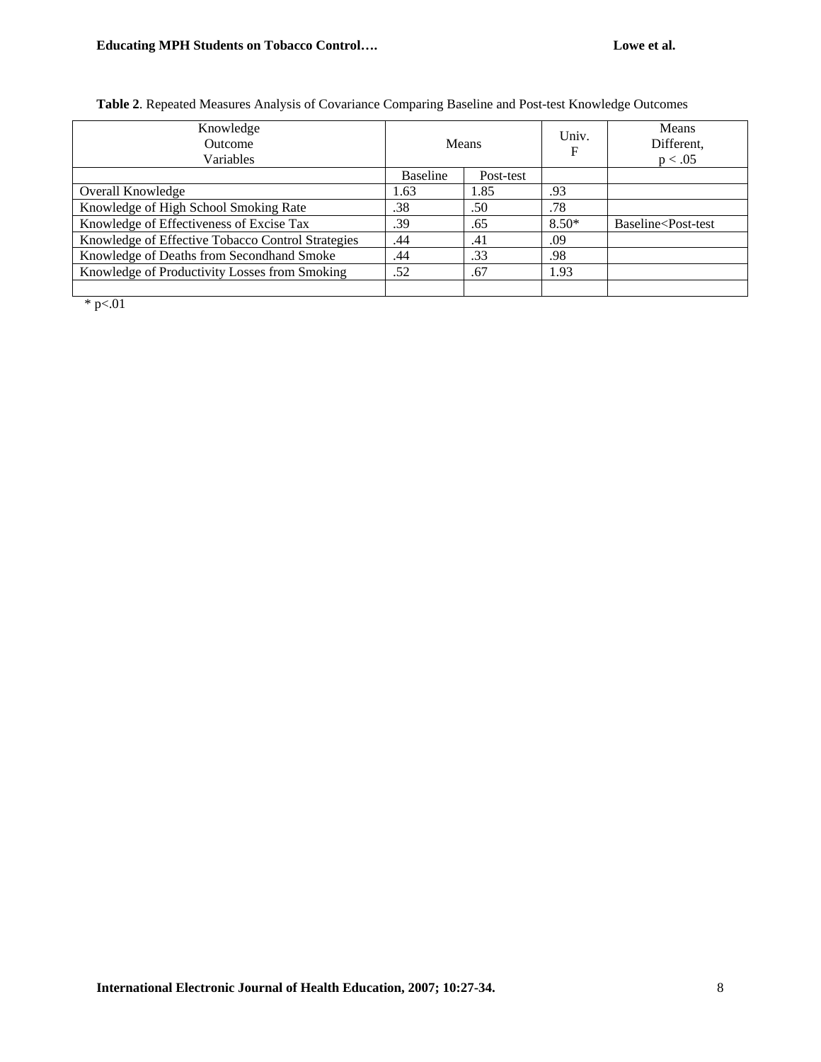**Table 2**. Repeated Measures Analysis of Covariance Comparing Baseline and Post-test Knowledge Outcomes

| Knowledge Outcome Variables | Means | | Univ. F | Means Different, $p < .05$ |
|---|---|---|---|---|
| | Baseline | Post-test | | |
| Overall Knowledge | 1.63 | 1.85 | .93 | |
| Knowledge of High School Smoking Rate | .38 | .50 | .78 | |
| Knowledge of Effectiveness of Excise Tax | .39 | .65 | 8.50* | Baseline<Post-test |
| Knowledge of Effective Tobacco Control Strategies | .44 | .41 | .09 | |
| Knowledge of Deaths from Secondhand Smoke | .44 | .33 | .98 | |
| Knowledge of Productivity Losses from Smoking | .52 | .67 | 1.93 | |
| | | | | |

* $p<.01$